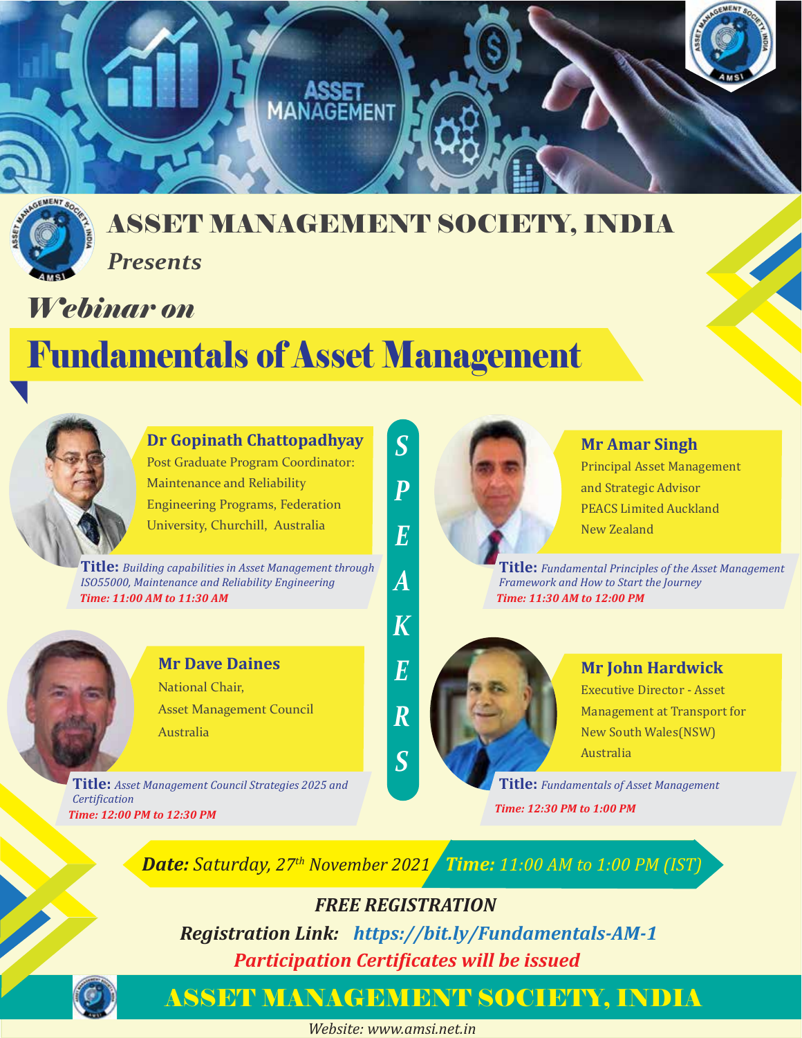ASSET MANAGEMENT

# ASSET MANAGEMENT SOCIETY, INDIA

*Presents*

*Webinar on*

# Fundamentals of Asset Management

## SPEAKERS

### Dr Gopinath Chattopadhyay

Post Graduate Program Coordinator: Maintenance and Reliability Engineering Programs, Federation University, Churchill, Australia

**Title:** *Building capabilities in Asset Management through ISO55000, Maintenance and Reliability Engineering*

***Time: 11:00 AM to 11:30 AM***

### Mr Amar Singh

Principal Asset Management and Strategic Advisor PEACS Limited Auckland New Zealand

**Title:** *Fundamental Principles of the Asset Management Framework and How to Start the Journey*

***Time: 11:30 AM to 12:00 PM***

### Mr Dave Daines

National Chair, Asset Management Council Australia

**Title:** *Asset Management Council Strategies 2025 and Certification*

***Time: 12:00 PM to 12:30 PM***

### Mr John Hardwick

Executive Director - Asset Management at Transport for New South Wales(NSW) Australia

**Title:** *Fundamentals of Asset Management*

***Time: 12:30 PM to 1:00 PM***

***Date:*** *Saturday, 27th November 2021* ***Time:*** *11:00 AM to 1:00 PM (IST)*

***FREE REGISTRATION***

***Registration Link:*** ***https://bit.ly/Fundamentals-AM-1***

***Participation Certificates will be issued***

## ASSET MANAGEMENT SOCIETY, INDIA

*Website: www.amsi.net.in*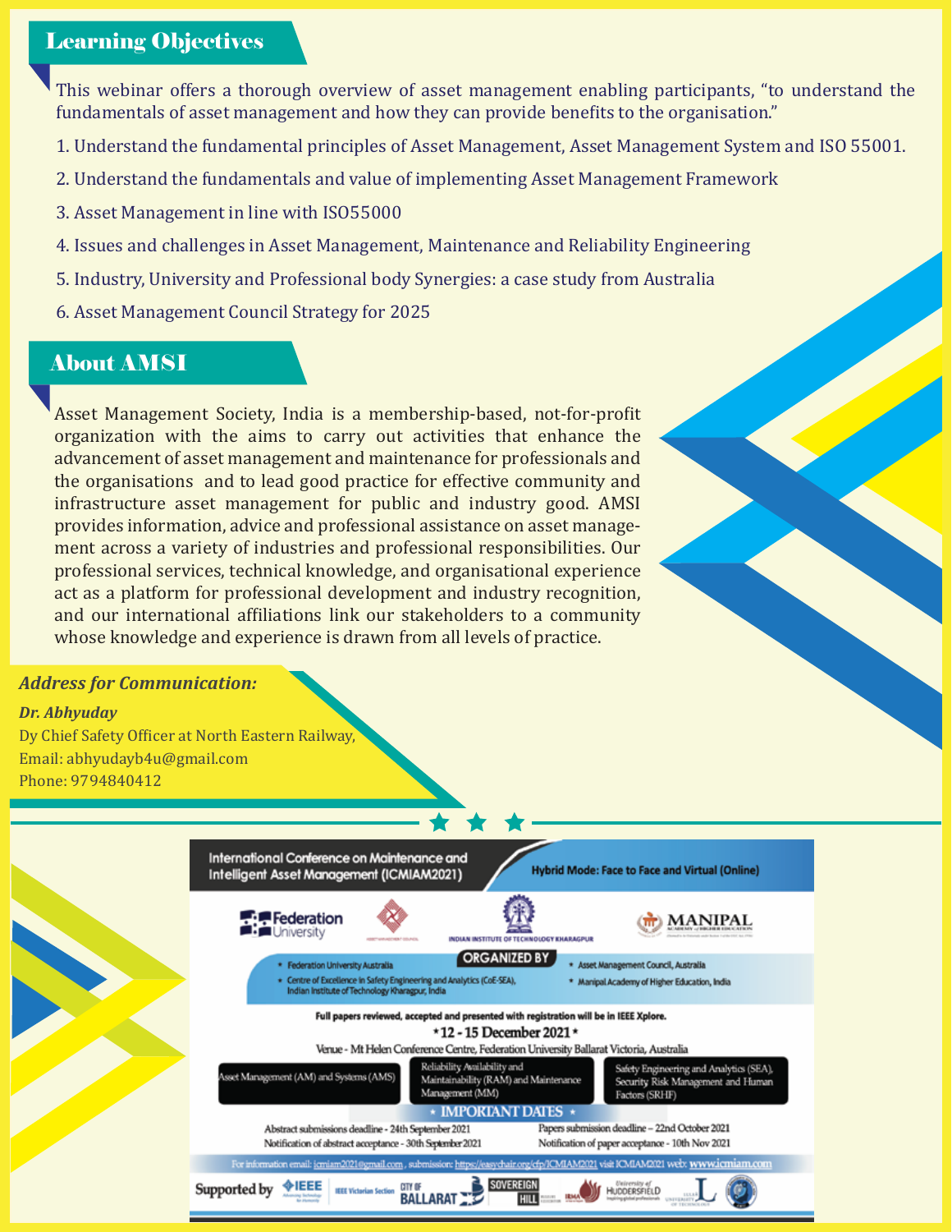## Learning Objectives

This webinar offers a thorough overview of asset management enabling participants, "to understand the fundamentals of asset management and how they can provide benefits to the organisation."

1. Understand the fundamental principles of Asset Management, Asset Management System and ISO 55001.
2. Understand the fundamentals and value of implementing Asset Management Framework
3. Asset Management in line with ISO55000
4. Issues and challenges in Asset Management, Maintenance and Reliability Engineering
5. Industry, University and Professional body Synergies: a case study from Australia
6. Asset Management Council Strategy for 2025

## About AMSI

Asset Management Society, India is a membership-based, not-for-profit organization with the aims to carry out activities that enhance the advancement of asset management and maintenance for professionals and the organisations and to lead good practice for effective community and infrastructure asset management for public and industry good. AMSI provides information, advice and professional assistance on asset management across a variety of industries and professional responsibilities. Our professional services, technical knowledge, and organisational experience act as a platform for professional development and industry recognition, and our international affiliations link our stakeholders to a community whose knowledge and experience is drawn from all levels of practice.

***Address for Communication:***

***Dr. Abhyuday***

Dy Chief Safety Officer at North Eastern Railway,
Email: abhyudayb4u@gmail.com
Phone: 9794840412

---

**International Conference on Maintenance and Intelligent Asset Management (ICMIAM2021)**

**Hybrid Mode: Face to Face and Virtual (Online)**

Federation University | INDIAN INSTITUTE OF TECHNOLOGY KHARAGPUR | MANIPAL ACADEMY of HIGHER EDUCATION

**ORGANIZED BY**

- Federation University Australia
- Centre of Excellence in Safety Engineering and Analytics (CoE-SEA), Indian Institute of Technology Kharagpur, India
- Asset Management Council, Australia
- Manipal Academy of Higher Education, India

**Full papers reviewed, accepted and presented with registration will be in IEEE Xplore.**

**\* 12 - 15 December 2021 \***

Venue - Mt Helen Conference Centre, Federation University Ballarat Victoria, Australia

- Asset Management (AM) and Systems (AMS)
- Reliability Availability and Maintainability (RAM) and Maintenance Management (MM)
- Safety Engineering and Analytics (SEA), Security Risk Management and Human Factors (SRHF)

**IMPORTANT DATES**

Abstract submissions deadline - 24th September 2021
Notification of abstract acceptance - 30th September 2021
Papers submission deadline – 22nd October 2021
Notification of paper acceptance - 10th Nov 2021

For information email: icmiam2021@gmail.com , submission: https://easychair.org/cfp/ICMIAM2021 visit ICMIAM2021 web: **www.icmiam.com**

**Supported by** IEEE | IEEE Victorian Section | City of Ballarat | Sovereign Hill | University of Huddersfield